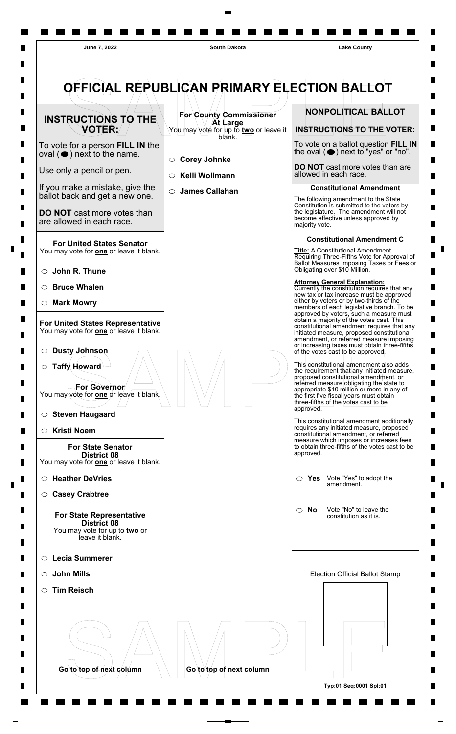| June 7, 2022 | South Dakota | Lake County |
|---|---|---|

# OFFICIAL REPUBLICAN PRIMARY ELECTION BALLOT

## INSTRUCTIONS TO THE VOTER:

To vote for a person **FILL IN** the oval (⬬) next to the name.

Use only a pencil or pen.

If you make a mistake, give the ballot back and get a new one.

**DO NOT** cast more votes than are allowed in each race.

### For United States Senator
You may vote for **one** or leave it blank.

- ○ **John R. Thune**
- ○ **Bruce Whalen**
- ○ **Mark Mowry**

### For United States Representative
You may vote for **one** or leave it blank.

- ○ **Dusty Johnson**
- ○ **Taffy Howard**

### For Governor
You may vote for **one** or leave it blank.

- ○ **Steven Haugaard**
- ○ **Kristi Noem**

### For State Senator District 08
You may vote for **one** or leave it blank.

- ○ **Heather DeVries**
- ○ **Casey Crabtree**

### For State Representative District 08
You may vote for up to **two** or leave it blank.

- ○ **Lecia Summerer**
- ○ **John Mills**
- ○ **Tim Reisch**

**Go to top of next column**

### For County Commissioner At Large
You may vote for up to **two** or leave it blank.

- ○ **Corey Johnke**
- ○ **Kelli Wollmann**
- ○ **James Callahan**

**Go to top of next column**

## NONPOLITICAL BALLOT

### INSTRUCTIONS TO THE VOTER:

To vote on a ballot question **FILL IN** the oval (⬬) next to "yes" or "no".

**DO NOT** cast more votes than are allowed in each race.

### Constitutional Amendment

The following amendment to the State Constitution is submitted to the voters by the legislature. The amendment will not become effective unless approved by majority vote.

### Constitutional Amendment C

**Title:** A Constitutional Amendment Requiring Three-Fifths Vote for Approval of Ballot Measures Imposing Taxes or Fees or Obligating over $10 Million.

**Attorney General Explanation:** Currently the constitution requires that any new tax or tax increase must be approved either by voters or by two-thirds of the members of each legislative branch. To be approved by voters, such a measure must obtain a majority of the votes cast. This constitutional amendment requires that any initiated measure, proposed constitutional amendment, or referred measure imposing or increasing taxes must obtain three-fifths of the votes cast to be approved.

This constitutional amendment also adds the requirement that any initiated measure, proposed constitutional amendment, or referred measure obligating the state to appropriate $10 million or more in any of the first five fiscal years must obtain three-fifths of the votes cast to be approved.

This constitutional amendment additionally requires any initiated measure, proposed constitutional amendment, or referred measure which imposes or increases fees to obtain three-fifths of the votes cast to be approved.

- ○ **Yes** Vote "Yes" to adopt the amendment.
- ○ **No** Vote "No" to leave the constitution as it is.

Election Official Ballot Stamp

Typ:01 Seq:0001 Spl:01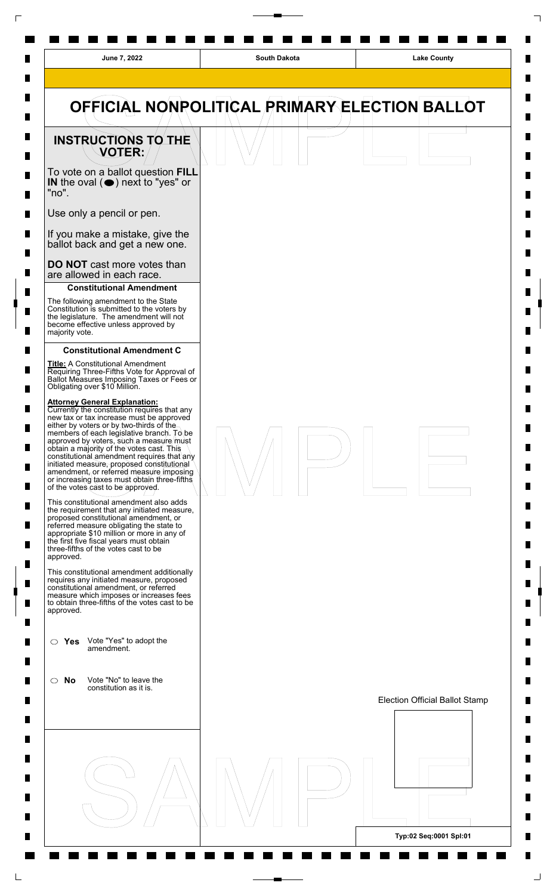| June 7, 2022 | South Dakota | Lake County |
|---|---|---|

# OFFICIAL NONPOLITICAL PRIMARY ELECTION BALLOT

## INSTRUCTIONS TO THE VOTER:

To vote on a ballot question **FILL IN** the oval (⬬) next to "yes" or "no".

Use only a pencil or pen.

If you make a mistake, give the ballot back and get a new one.

**DO NOT** cast more votes than are allowed in each race.

### Constitutional Amendment

The following amendment to the State Constitution is submitted to the voters by the legislature. The amendment will not become effective unless approved by majority vote.

### Constitutional Amendment C

**Title:** A Constitutional Amendment Requiring Three-Fifths Vote for Approval of Ballot Measures Imposing Taxes or Fees or Obligating over $10 Million.

**Attorney General Explanation:**
Currently the constitution requires that any new tax or tax increase must be approved either by voters or by two-thirds of the members of each legislative branch. To be approved by voters, such a measure must obtain a majority of the votes cast. This constitutional amendment requires that any initiated measure, proposed constitutional amendment, or referred measure imposing or increasing taxes must obtain three-fifths of the votes cast to be approved.

This constitutional amendment also adds the requirement that any initiated measure, proposed constitutional amendment, or referred measure obligating the state to appropriate $10 million or more in any of the first five fiscal years must obtain three-fifths of the votes cast to be approved.

This constitutional amendment additionally requires any initiated measure, proposed constitutional amendment, or referred measure which imposes or increases fees to obtain three-fifths of the votes cast to be approved.

○ **Yes** Vote "Yes" to adopt the amendment.

○ **No** Vote "No" to leave the constitution as it is.

Election Official Ballot Stamp

Typ:02 Seq:0001 Spl:01